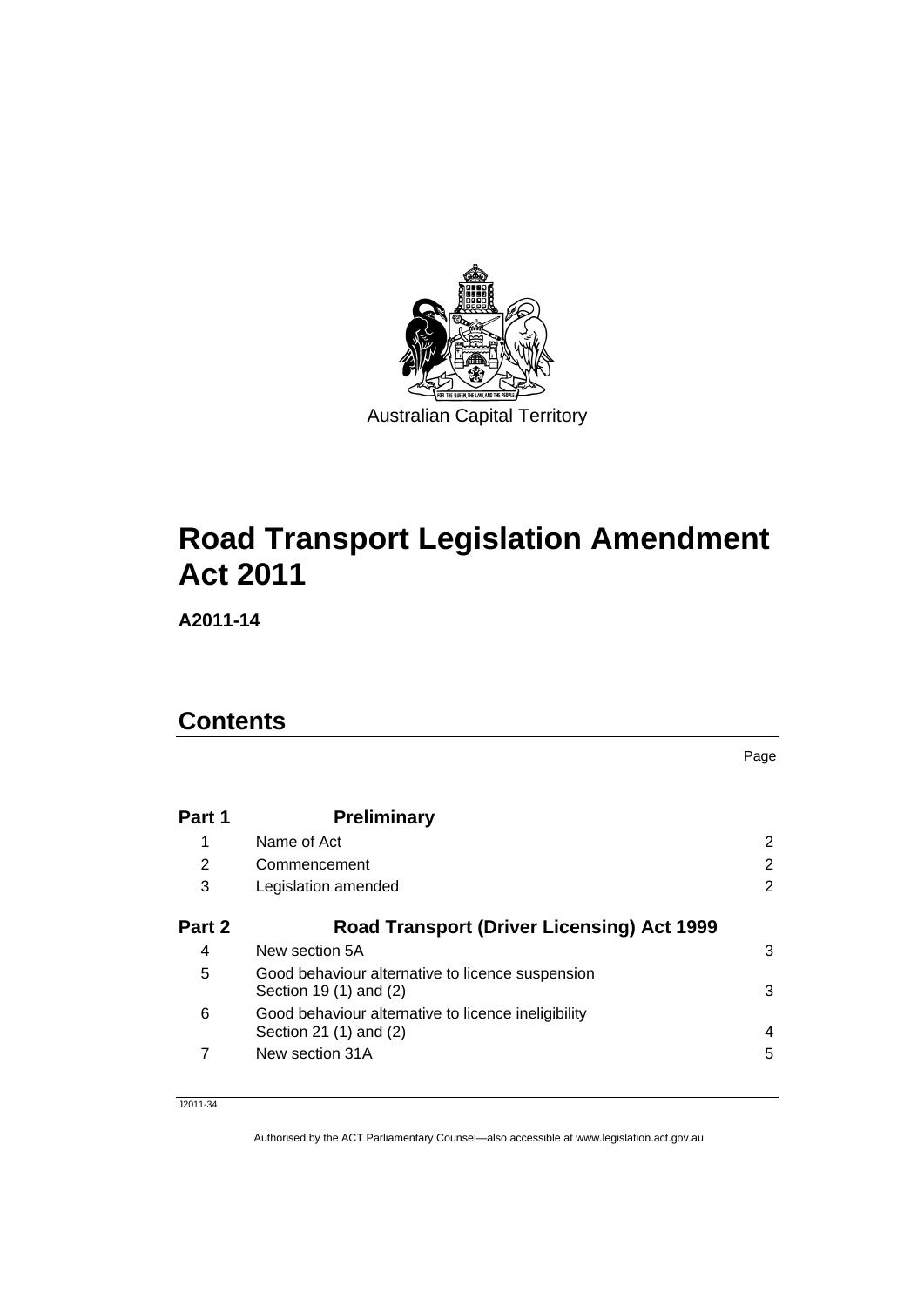Australian Capital Territory

# Road Transport Legislation Amendment Act 2011

**A2011-14**

## Contents

| | | Page |
|---|---|---|
| **Part 1** | **Preliminary** | |
| 1 | Name of Act | 2 |
| 2 | Commencement | 2 |
| 3 | Legislation amended | 2 |
| **Part 2** | **Road Transport (Driver Licensing) Act 1999** | |
| 4 | New section 5A | 3 |
| 5 | Good behaviour alternative to licence suspension Section 19 (1) and (2) | 3 |
| 6 | Good behaviour alternative to licence ineligibility Section 21 (1) and (2) | 4 |
| 7 | New section 31A | 5 |

J2011-34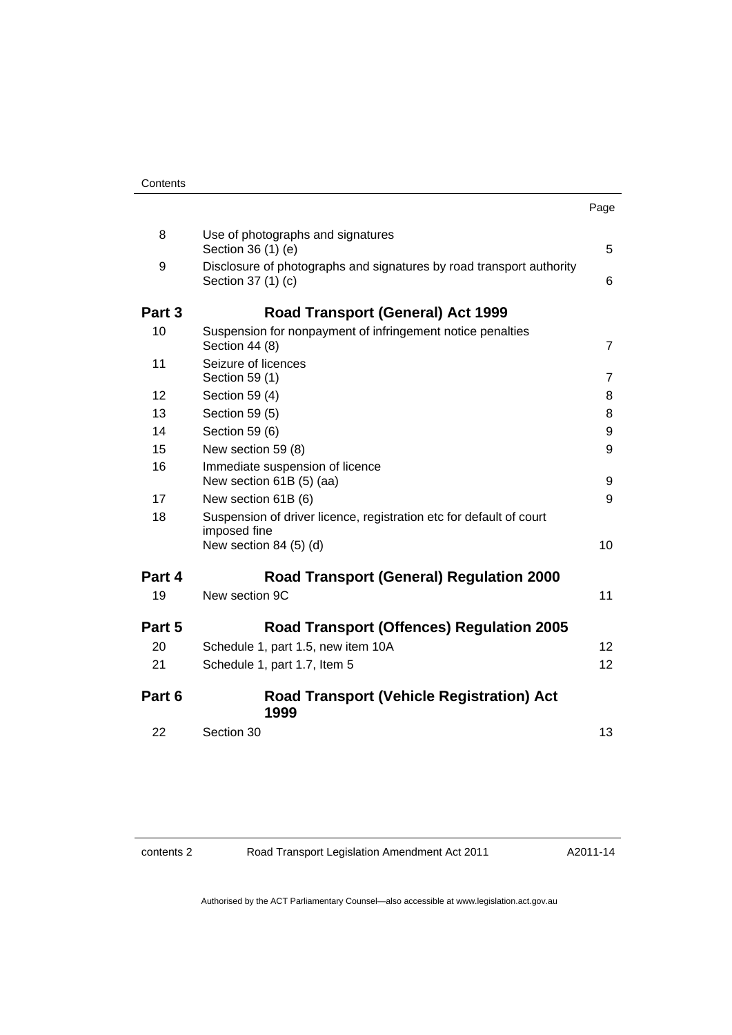| | | Page |
|---|---|---|
| 8 | Use of photographs and signatures<br>Section 36 (1) (e) | 5 |
| 9 | Disclosure of photographs and signatures by road transport authority<br>Section 37 (1) (c) | 6 |
| **Part 3** | **Road Transport (General) Act 1999** | |
| 10 | Suspension for nonpayment of infringement notice penalties<br>Section 44 (8) | 7 |
| 11 | Seizure of licences<br>Section 59 (1) | 7 |
| 12 | Section 59 (4) | 8 |
| 13 | Section 59 (5) | 8 |
| 14 | Section 59 (6) | 9 |
| 15 | New section 59 (8) | 9 |
| 16 | Immediate suspension of licence<br>New section 61B (5) (aa) | 9 |
| 17 | New section 61B (6) | 9 |
| 18 | Suspension of driver licence, registration etc for default of court imposed fine<br>New section 84 (5) (d) | 10 |
| **Part 4** | **Road Transport (General) Regulation 2000** | |
| 19 | New section 9C | 11 |
| **Part 5** | **Road Transport (Offences) Regulation 2005** | |
| 20 | Schedule 1, part 1.5, new item 10A | 12 |
| 21 | Schedule 1, part 1.7, Item 5 | 12 |
| **Part 6** | **Road Transport (Vehicle Registration) Act 1999** | |
| 22 | Section 30 | 13 |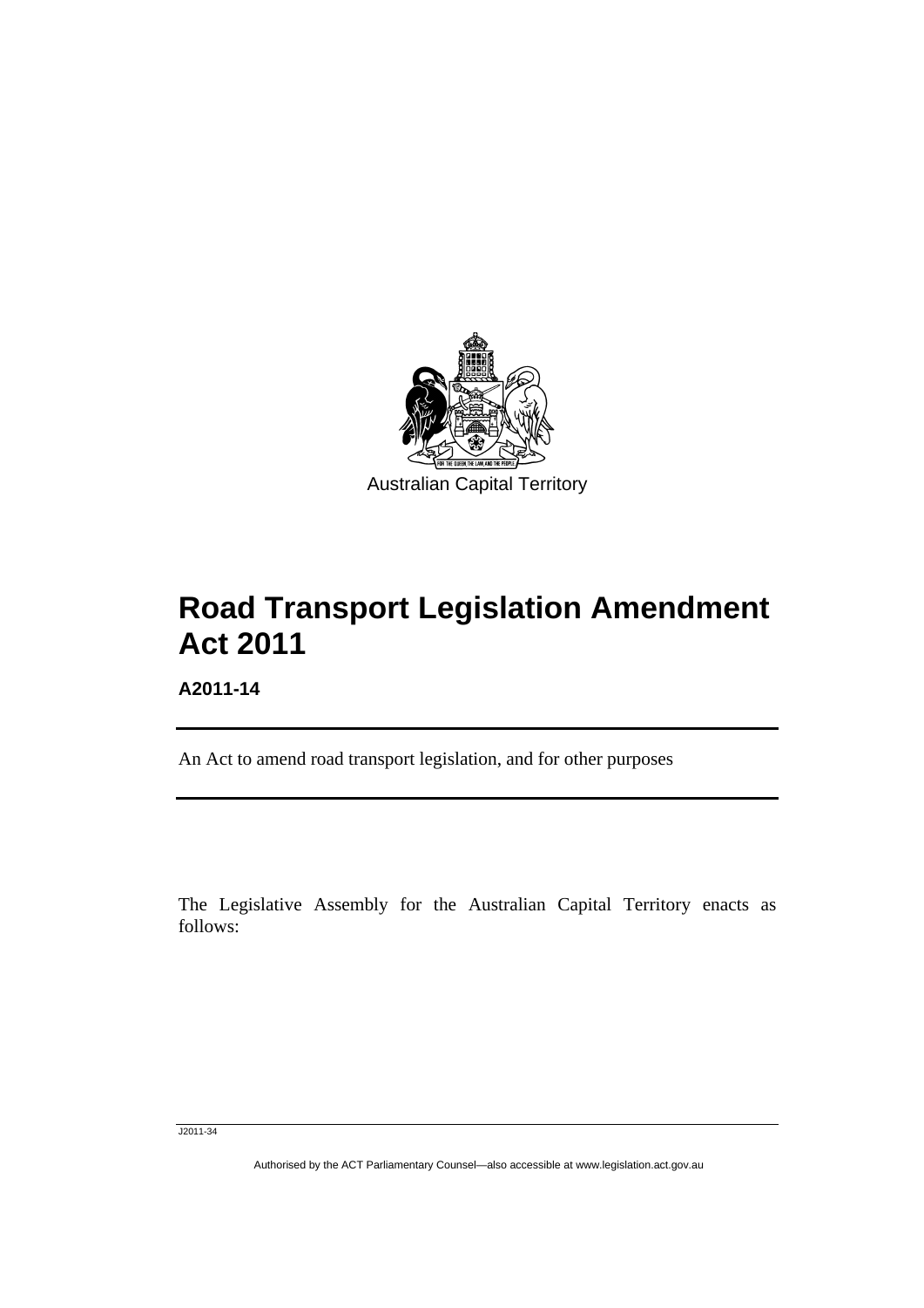Australian Capital Territory

# Road Transport Legislation Amendment Act 2011

**A2011-14**

An Act to amend road transport legislation, and for other purposes

The Legislative Assembly for the Australian Capital Territory enacts as follows: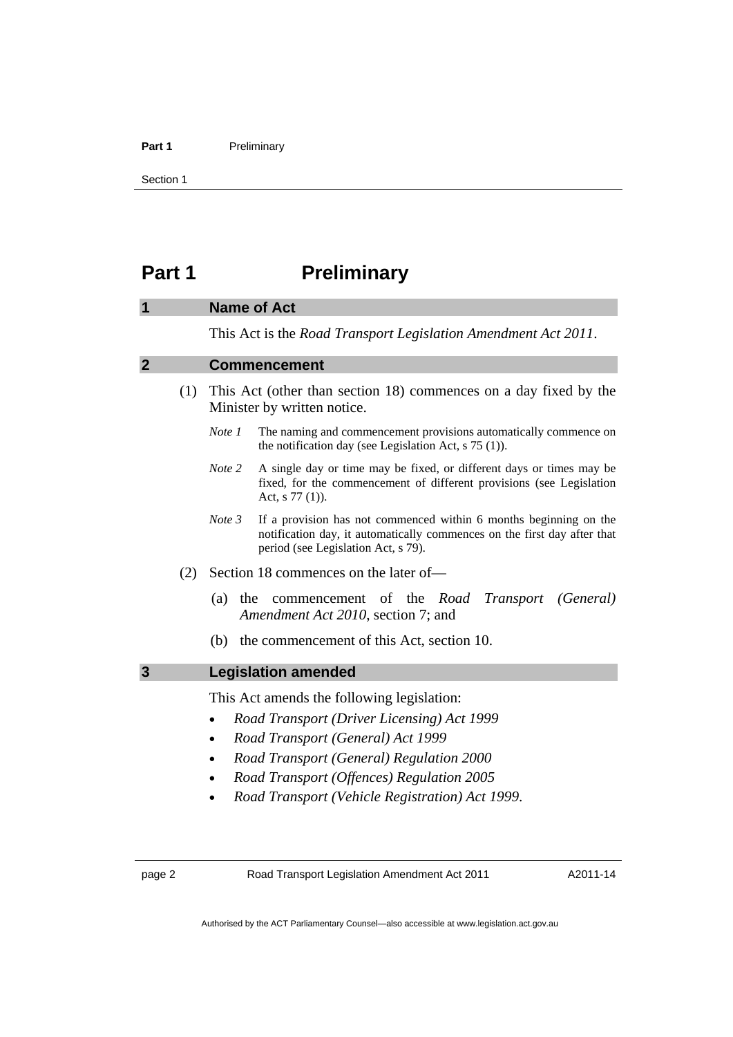# Part 1 Preliminary

## 1 Name of Act

This Act is the *Road Transport Legislation Amendment Act 2011*.

## 2 Commencement

(1) This Act (other than section 18) commences on a day fixed by the Minister by written notice.

*Note 1* The naming and commencement provisions automatically commence on the notification day (see Legislation Act, s 75 (1)).

*Note 2* A single day or time may be fixed, or different days or times may be fixed, for the commencement of different provisions (see Legislation Act, s 77 (1)).

*Note 3* If a provision has not commenced within 6 months beginning on the notification day, it automatically commences on the first day after that period (see Legislation Act, s 79).

(2) Section 18 commences on the later of—

(a) the commencement of the *Road Transport (General) Amendment Act 2010*, section 7; and

(b) the commencement of this Act, section 10.

## 3 Legislation amended

This Act amends the following legislation:

- *Road Transport (Driver Licensing) Act 1999*
- *Road Transport (General) Act 1999*
- *Road Transport (General) Regulation 2000*
- *Road Transport (Offences) Regulation 2005*
- *Road Transport (Vehicle Registration) Act 1999*.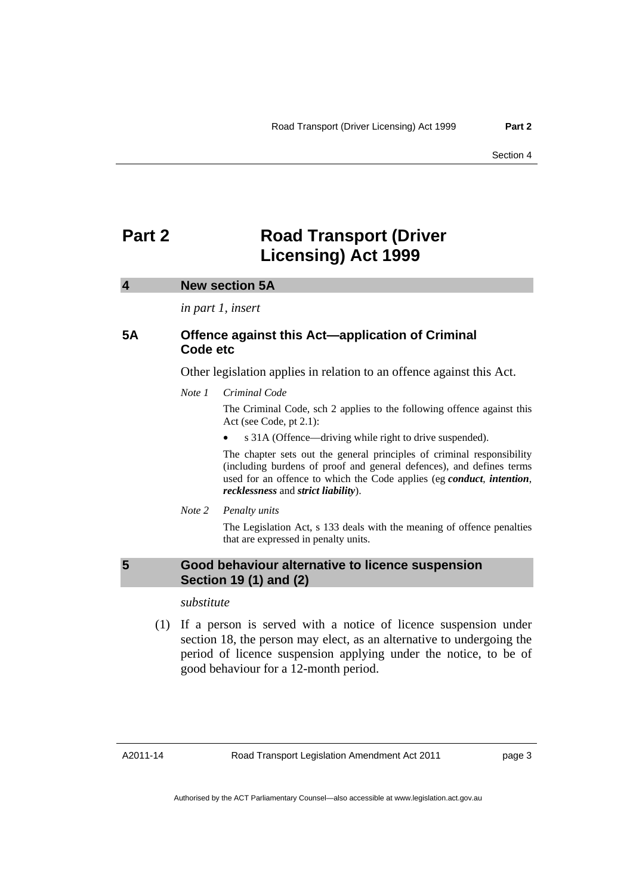# Part 2 Road Transport (Driver Licensing) Act 1999

## 4 New section 5A

*in part 1, insert*

### 5A Offence against this Act—application of Criminal Code etc

Other legislation applies in relation to an offence against this Act.

*Note 1* *Criminal Code*

The Criminal Code, sch 2 applies to the following offence against this Act (see Code, pt 2.1):

- s 31A (Offence—driving while right to drive suspended).

The chapter sets out the general principles of criminal responsibility (including burdens of proof and general defences), and defines terms used for an offence to which the Code applies (eg ***conduct***, ***intention***, ***recklessness*** and ***strict liability***).

*Note 2* *Penalty units*

The Legislation Act, s 133 deals with the meaning of offence penalties that are expressed in penalty units.

## 5 Good behaviour alternative to licence suspension Section 19 (1) and (2)

*substitute*

(1) If a person is served with a notice of licence suspension under section 18, the person may elect, as an alternative to undergoing the period of licence suspension applying under the notice, to be of good behaviour for a 12-month period.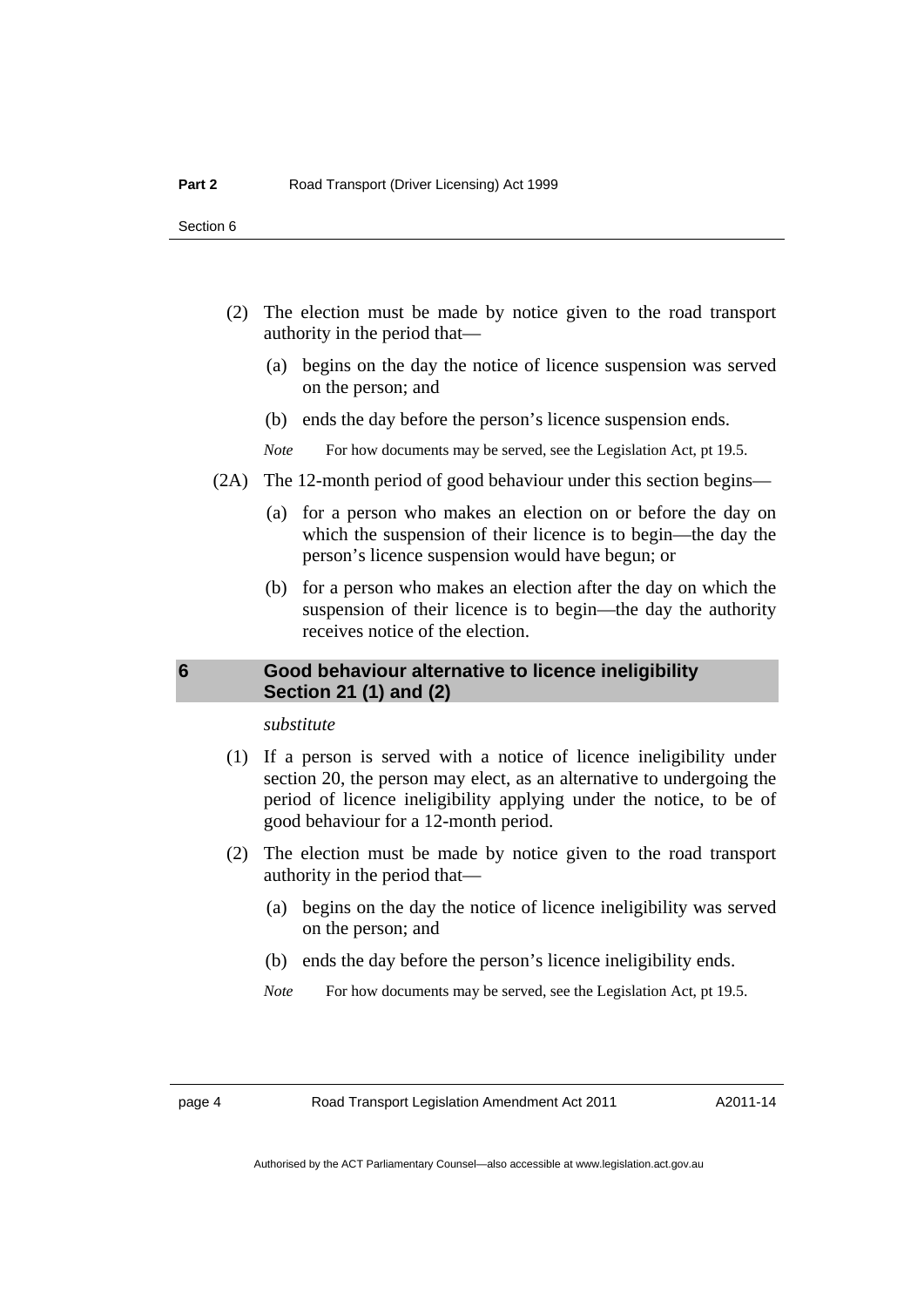(2) The election must be made by notice given to the road transport authority in the period that—

(a) begins on the day the notice of licence suspension was served on the person; and

(b) ends the day before the person's licence suspension ends.

*Note* For how documents may be served, see the Legislation Act, pt 19.5.

(2A) The 12-month period of good behaviour under this section begins—

(a) for a person who makes an election on or before the day on which the suspension of their licence is to begin—the day the person's licence suspension would have begun; or

(b) for a person who makes an election after the day on which the suspension of their licence is to begin—the day the authority receives notice of the election.

### 6 Good behaviour alternative to licence ineligibility Section 21 (1) and (2)

*substitute*

(1) If a person is served with a notice of licence ineligibility under section 20, the person may elect, as an alternative to undergoing the period of licence ineligibility applying under the notice, to be of good behaviour for a 12-month period.

(2) The election must be made by notice given to the road transport authority in the period that—

(a) begins on the day the notice of licence ineligibility was served on the person; and

(b) ends the day before the person's licence ineligibility ends.

*Note* For how documents may be served, see the Legislation Act, pt 19.5.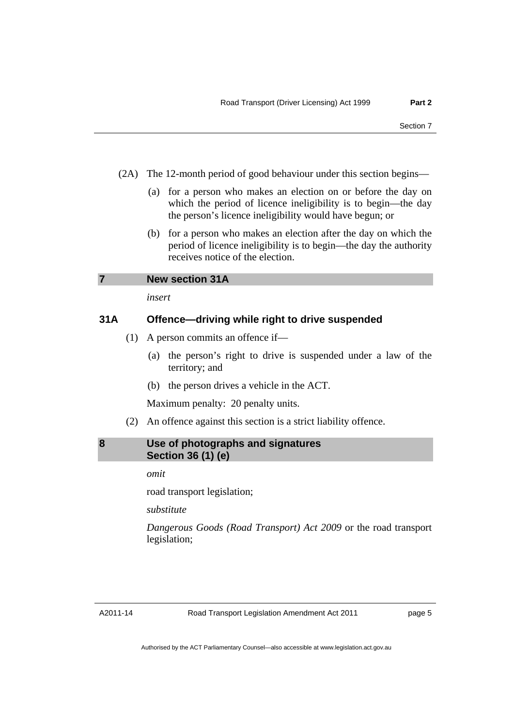(2A) The 12-month period of good behaviour under this section begins—

(a) for a person who makes an election on or before the day on which the period of licence ineligibility is to begin—the day the person's licence ineligibility would have begun; or

(b) for a person who makes an election after the day on which the period of licence ineligibility is to begin—the day the authority receives notice of the election.

## 7 New section 31A

*insert*

### 31A Offence—driving while right to drive suspended

(1) A person commits an offence if—

(a) the person's right to drive is suspended under a law of the territory; and

(b) the person drives a vehicle in the ACT.

Maximum penalty: 20 penalty units.

(2) An offence against this section is a strict liability offence.

## 8 Use of photographs and signatures Section 36 (1) (e)

*omit*

road transport legislation;

*substitute*

*Dangerous Goods (Road Transport) Act 2009* or the road transport legislation;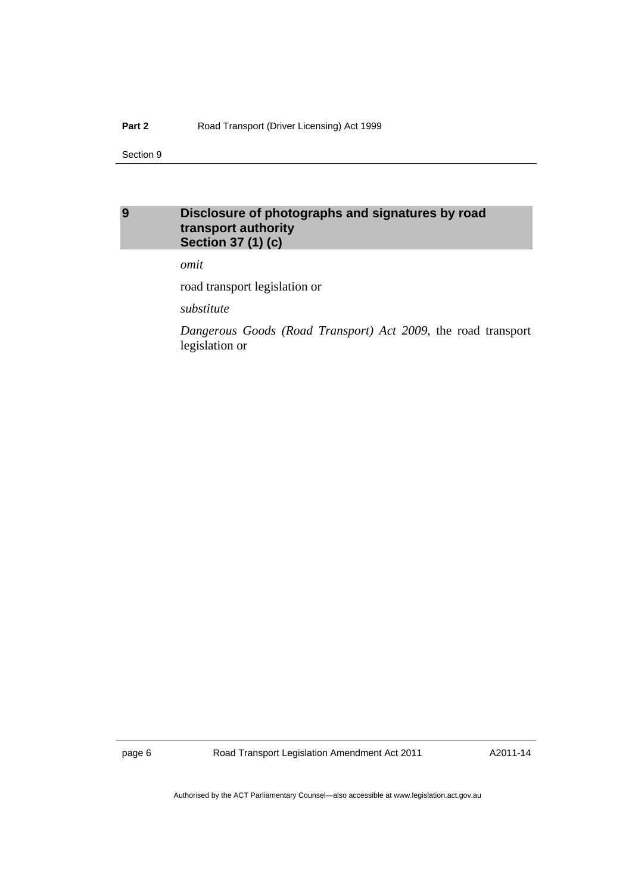## 9 Disclosure of photographs and signatures by road transport authority Section 37 (1) (c)

*omit*

road transport legislation or

*substitute*

*Dangerous Goods (Road Transport) Act 2009*, the road transport legislation or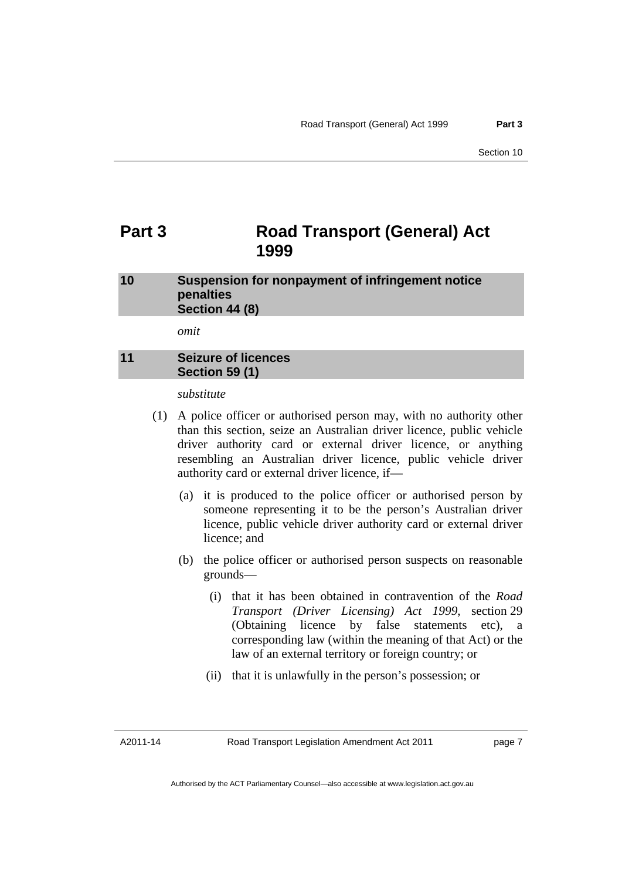# Part 3 Road Transport (General) Act 1999

## 10 Suspension for nonpayment of infringement notice penalties Section 44 (8)

*omit*

## 11 Seizure of licences Section 59 (1)

*substitute*

(1) A police officer or authorised person may, with no authority other than this section, seize an Australian driver licence, public vehicle driver authority card or external driver licence, or anything resembling an Australian driver licence, public vehicle driver authority card or external driver licence, if—

(a) it is produced to the police officer or authorised person by someone representing it to be the person's Australian driver licence, public vehicle driver authority card or external driver licence; and

(b) the police officer or authorised person suspects on reasonable grounds—

(i) that it has been obtained in contravention of the *Road Transport (Driver Licensing) Act 1999*, section 29 (Obtaining licence by false statements etc), a corresponding law (within the meaning of that Act) or the law of an external territory or foreign country; or

(ii) that it is unlawfully in the person's possession; or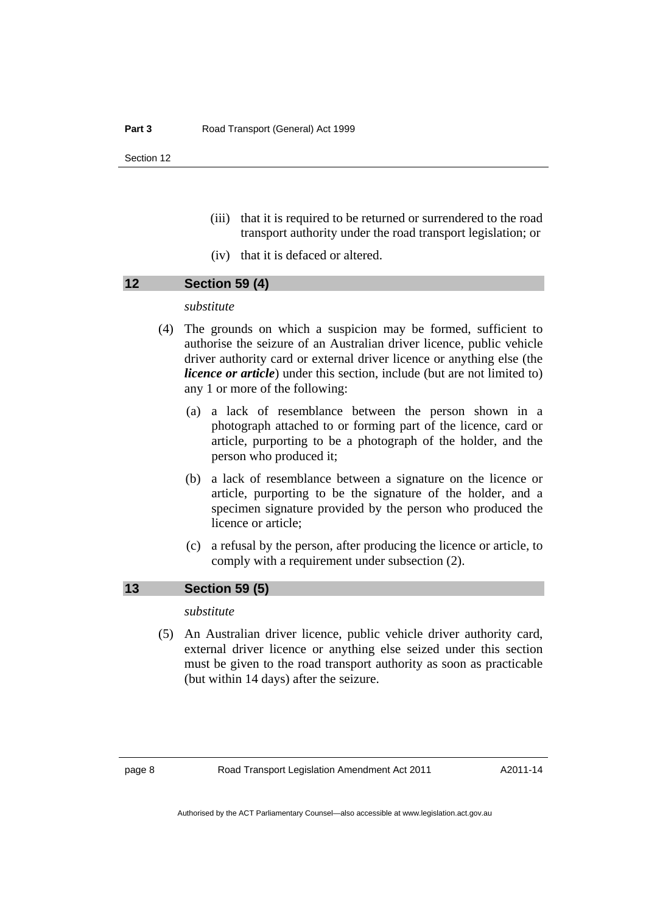(iii) that it is required to be returned or surrendered to the road transport authority under the road transport legislation; or

(iv) that it is defaced or altered.

## 12 Section 59 (4)

*substitute*

(4) The grounds on which a suspicion may be formed, sufficient to authorise the seizure of an Australian driver licence, public vehicle driver authority card or external driver licence or anything else (the ***licence or article***) under this section, include (but are not limited to) any 1 or more of the following:

(a) a lack of resemblance between the person shown in a photograph attached to or forming part of the licence, card or article, purporting to be a photograph of the holder, and the person who produced it;

(b) a lack of resemblance between a signature on the licence or article, purporting to be the signature of the holder, and a specimen signature provided by the person who produced the licence or article;

(c) a refusal by the person, after producing the licence or article, to comply with a requirement under subsection (2).

## 13 Section 59 (5)

*substitute*

(5) An Australian driver licence, public vehicle driver authority card, external driver licence or anything else seized under this section must be given to the road transport authority as soon as practicable (but within 14 days) after the seizure.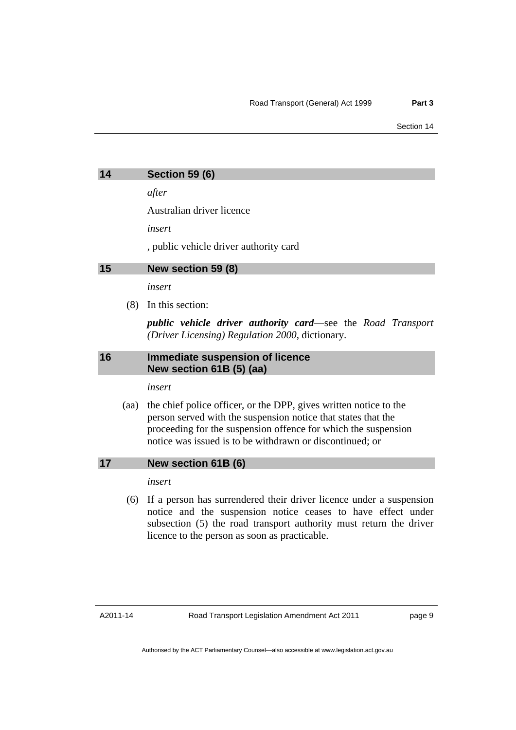## 14 Section 59 (6)

*after*

Australian driver licence

*insert*

, public vehicle driver authority card

## 15 New section 59 (8)

*insert*

(8) In this section:

***public vehicle driver authority card***—see the *Road Transport (Driver Licensing) Regulation 2000*, dictionary.

## 16 Immediate suspension of licence New section 61B (5) (aa)

*insert*

(aa) the chief police officer, or the DPP, gives written notice to the person served with the suspension notice that states that the proceeding for the suspension offence for which the suspension notice was issued is to be withdrawn or discontinued; or

## 17 New section 61B (6)

*insert*

(6) If a person has surrendered their driver licence under a suspension notice and the suspension notice ceases to have effect under subsection (5) the road transport authority must return the driver licence to the person as soon as practicable.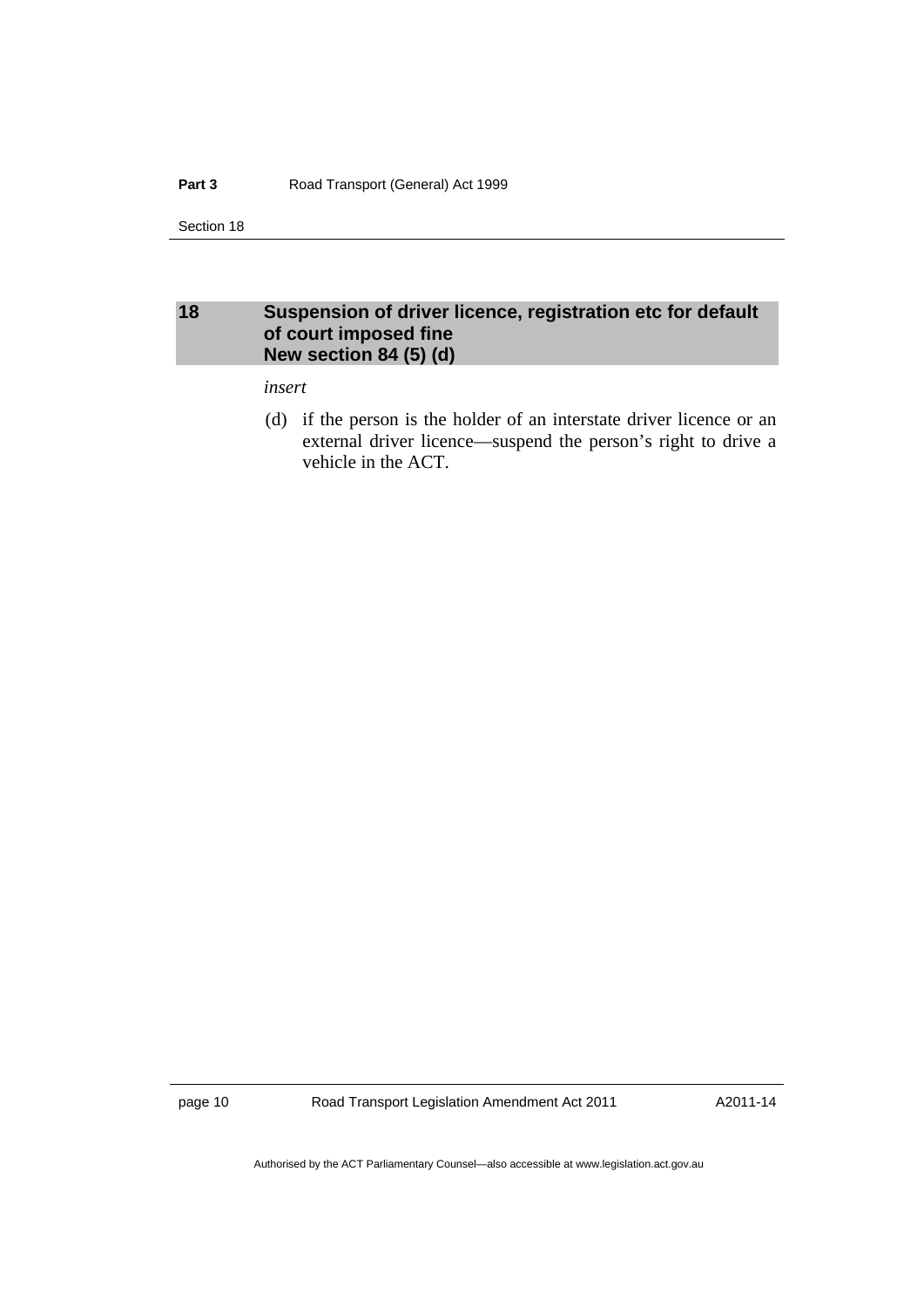## 18 Suspension of driver licence, registration etc for default of court imposed fine New section 84 (5) (d)

*insert*

(d) if the person is the holder of an interstate driver licence or an external driver licence—suspend the person's right to drive a vehicle in the ACT.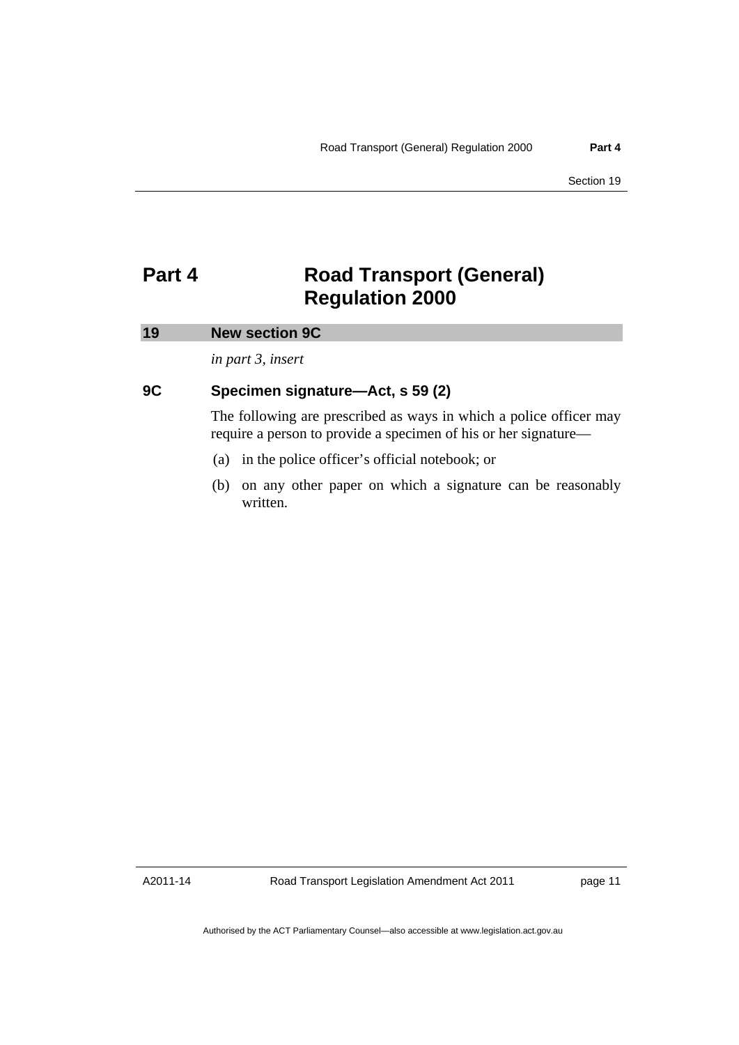# Part 4 Road Transport (General) Regulation 2000

## 19 New section 9C

*in part 3, insert*

### 9C Specimen signature—Act, s 59 (2)

The following are prescribed as ways in which a police officer may require a person to provide a specimen of his or her signature—

(a) in the police officer's official notebook; or

(b) on any other paper on which a signature can be reasonably written.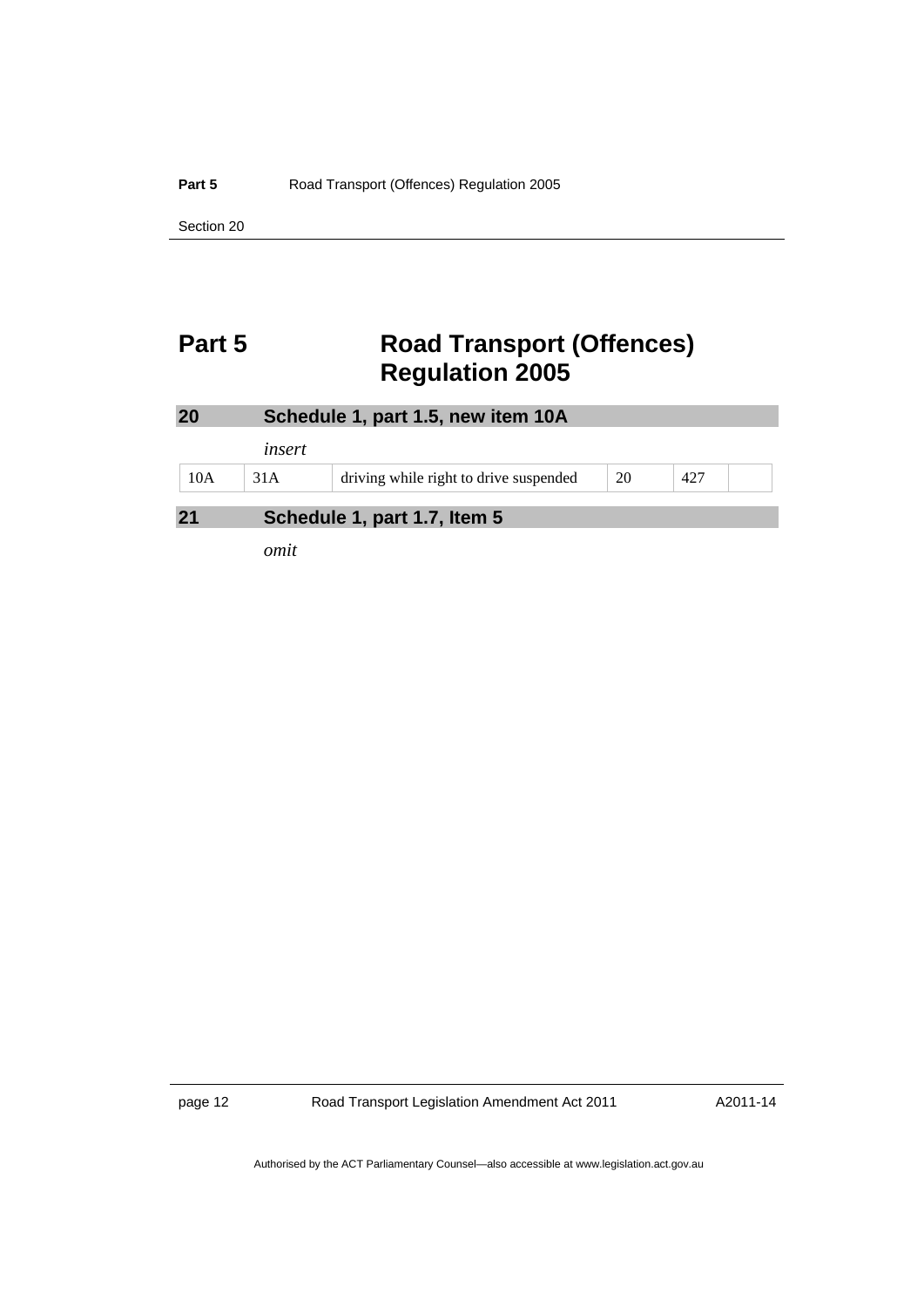# Part 5 Road Transport (Offences) Regulation 2005

## 20 Schedule 1, part 1.5, new item 10A

*insert*

| | | | | | |
|---|---|---|---|---|---|
| 10A | 31A | driving while right to drive suspended | 20 | 427 | |

## 21 Schedule 1, part 1.7, Item 5

*omit*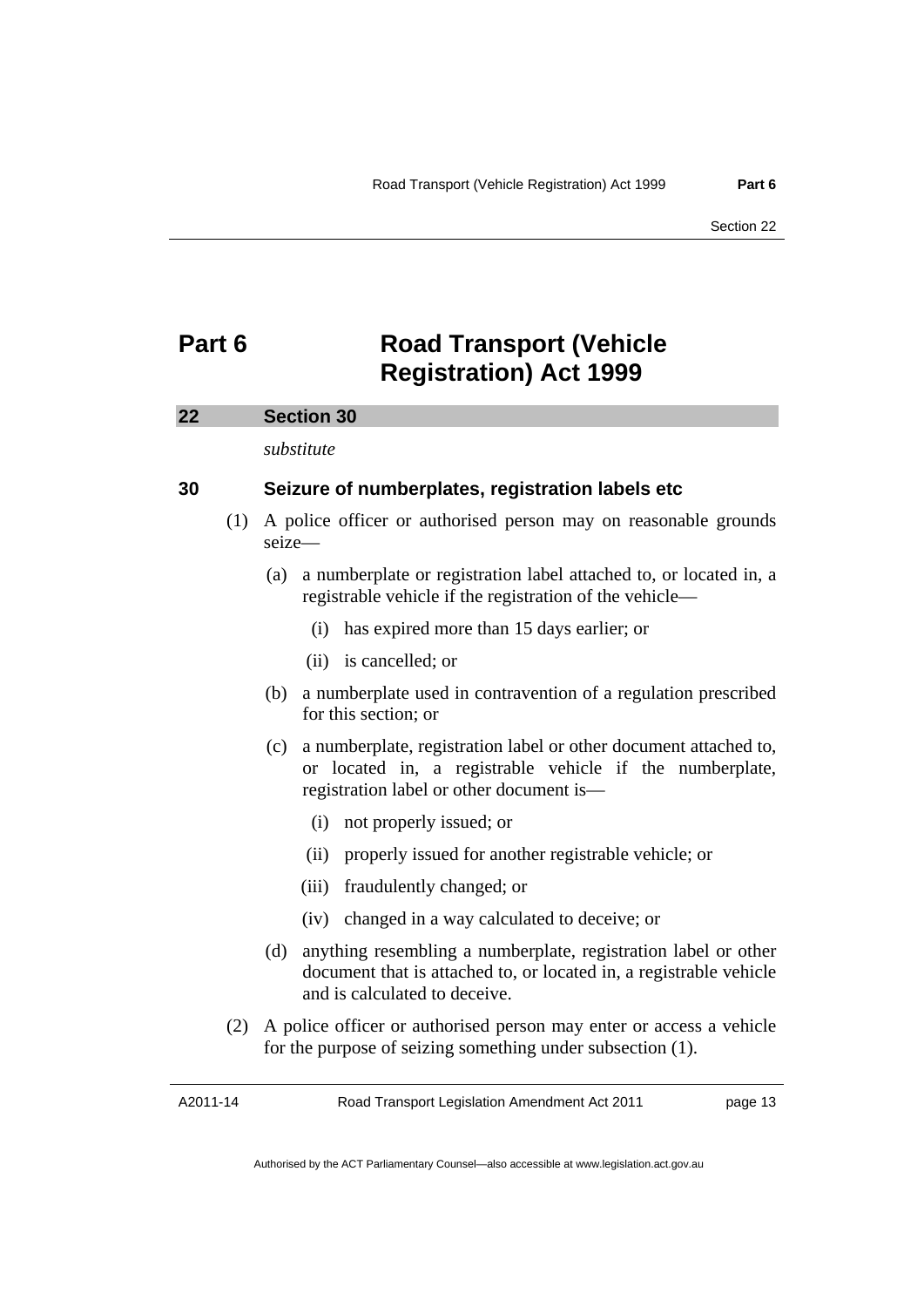# Part 6 Road Transport (Vehicle Registration) Act 1999

## 22 Section 30

*substitute*

### 30 Seizure of numberplates, registration labels etc

(1) A police officer or authorised person may on reasonable grounds seize—

(a) a numberplate or registration label attached to, or located in, a registrable vehicle if the registration of the vehicle—

(i) has expired more than 15 days earlier; or

(ii) is cancelled; or

(b) a numberplate used in contravention of a regulation prescribed for this section; or

(c) a numberplate, registration label or other document attached to, or located in, a registrable vehicle if the numberplate, registration label or other document is—

(i) not properly issued; or

(ii) properly issued for another registrable vehicle; or

(iii) fraudulently changed; or

(iv) changed in a way calculated to deceive; or

(d) anything resembling a numberplate, registration label or other document that is attached to, or located in, a registrable vehicle and is calculated to deceive.

(2) A police officer or authorised person may enter or access a vehicle for the purpose of seizing something under subsection (1).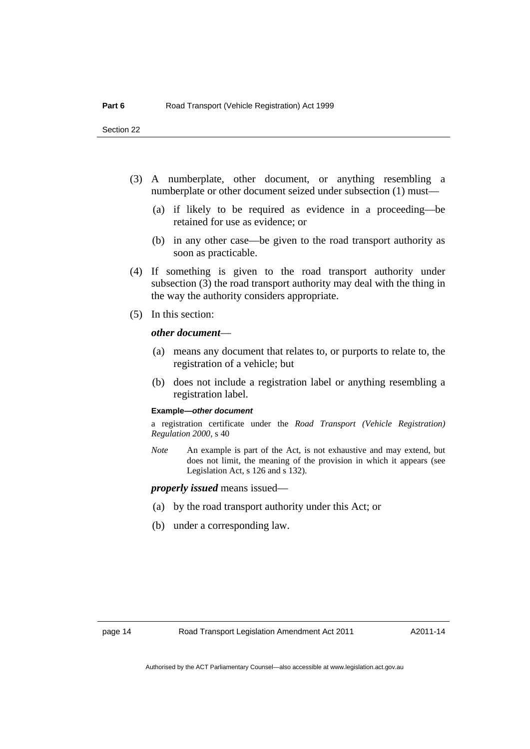(3) A numberplate, other document, or anything resembling a numberplate or other document seized under subsection (1) must—

(a) if likely to be required as evidence in a proceeding—be retained for use as evidence; or

(b) in any other case—be given to the road transport authority as soon as practicable.

(4) If something is given to the road transport authority under subsection (3) the road transport authority may deal with the thing in the way the authority considers appropriate.

(5) In this section:

***other document***—

(a) means any document that relates to, or purports to relate to, the registration of a vehicle; but

(b) does not include a registration label or anything resembling a registration label.

**Example—*other document***

a registration certificate under the *Road Transport (Vehicle Registration) Regulation 2000*, s 40

*Note* An example is part of the Act, is not exhaustive and may extend, but does not limit, the meaning of the provision in which it appears (see Legislation Act, s 126 and s 132).

***properly issued*** means issued—

(a) by the road transport authority under this Act; or

(b) under a corresponding law.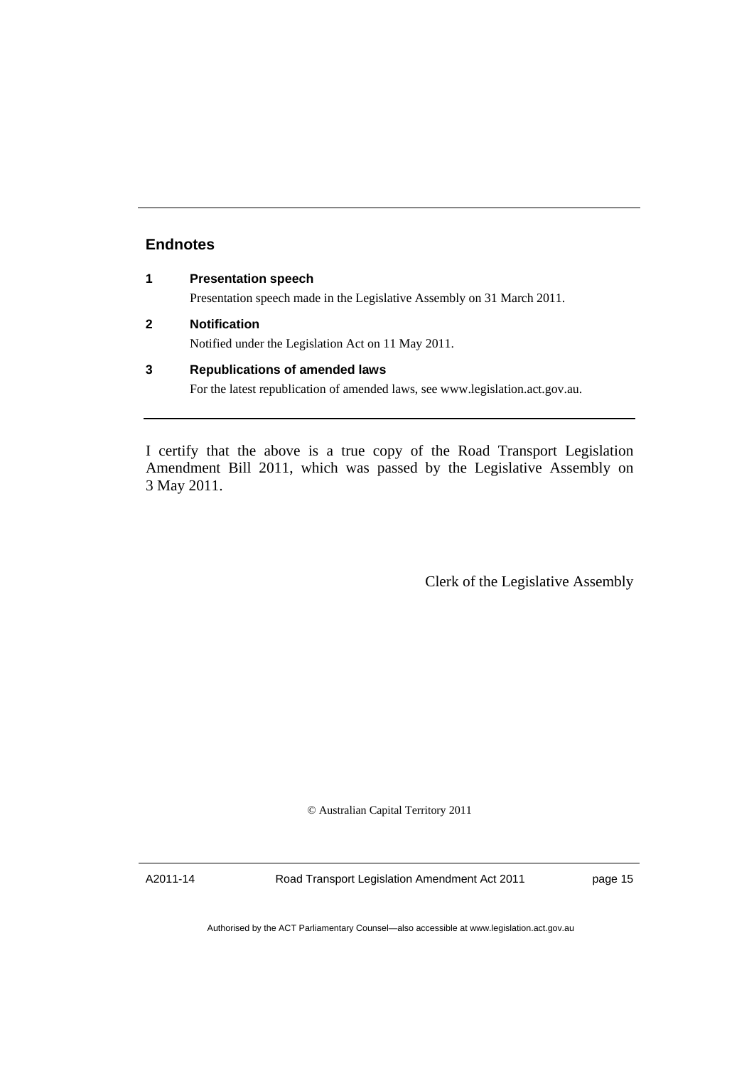## Endnotes

**1 Presentation speech**

Presentation speech made in the Legislative Assembly on 31 March 2011.

**2 Notification**

Notified under the Legislation Act on 11 May 2011.

**3 Republications of amended laws**

For the latest republication of amended laws, see www.legislation.act.gov.au.

I certify that the above is a true copy of the Road Transport Legislation Amendment Bill 2011, which was passed by the Legislative Assembly on 3 May 2011.

Clerk of the Legislative Assembly

© Australian Capital Territory 2011